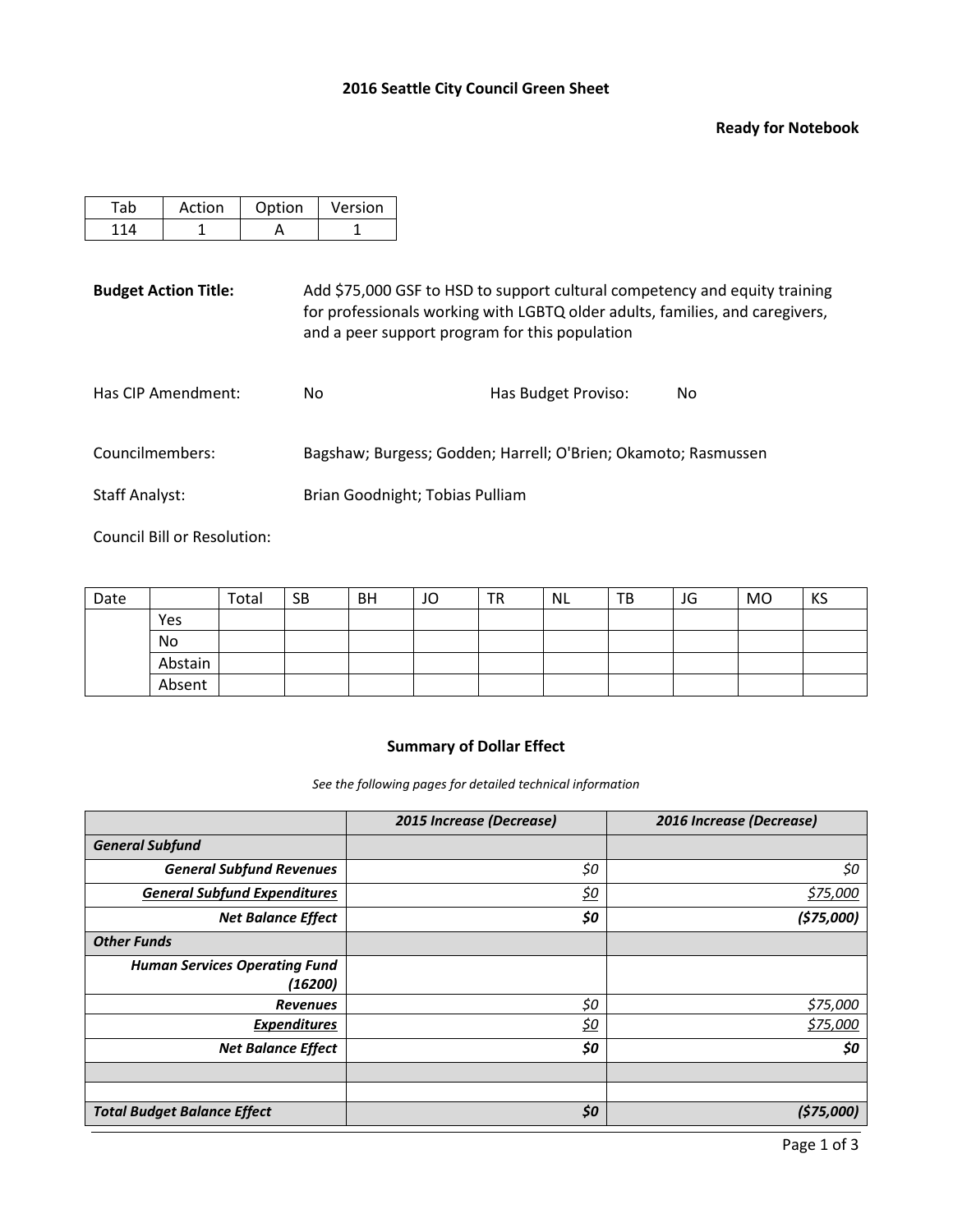### 2016 Seattle City Council Green Sheet

**Ready for Notebook**

| Tab | Action | Option | Version |
|---|---|---|---|
| 114 | 1 | A | 1 |

**Budget Action Title:** Add $75,000 GSF to HSD to support cultural competency and equity training for professionals working with LGBTQ older adults, families, and caregivers, and a peer support program for this population

Has CIP Amendment: No

Has Budget Proviso: No

Councilmembers: Bagshaw; Burgess; Godden; Harrell; O'Brien; Okamoto; Rasmussen

Staff Analyst: Brian Goodnight; Tobias Pulliam

Council Bill or Resolution:

| Date | | Total | SB | BH | JO | TR | NL | TB | JG | MO | KS |
|---|---|---|---|---|---|---|---|---|---|---|---|
| | Yes | | | | | | | | | | |
| | No | | | | | | | | | | |
| | Abstain | | | | | | | | | | |
| | Absent | | | | | | | | | | |

**Summary of Dollar Effect**

*See the following pages for detailed technical information*

| | *2015 Increase (Decrease)* | *2016 Increase (Decrease)* |
|---|---|---|
| ***General Subfund*** | | |
| ***General Subfund Revenues*** | *$0* | *$0* |
| ***General Subfund Expenditures*** | *$0* | *$75,000* |
| ***Net Balance Effect*** | ***$0*** | ***($75,000)*** |
| ***Other Funds*** | | |
| ***Human Services Operating Fund (16200)*** | | |
| ***Revenues*** | *$0* | *$75,000* |
| ***Expenditures*** | *$0* | *$75,000* |
| ***Net Balance Effect*** | ***$0*** | ***$0*** |
| | | |
| | | |
| ***Total Budget Balance Effect*** | ***$0*** | ***($75,000)*** |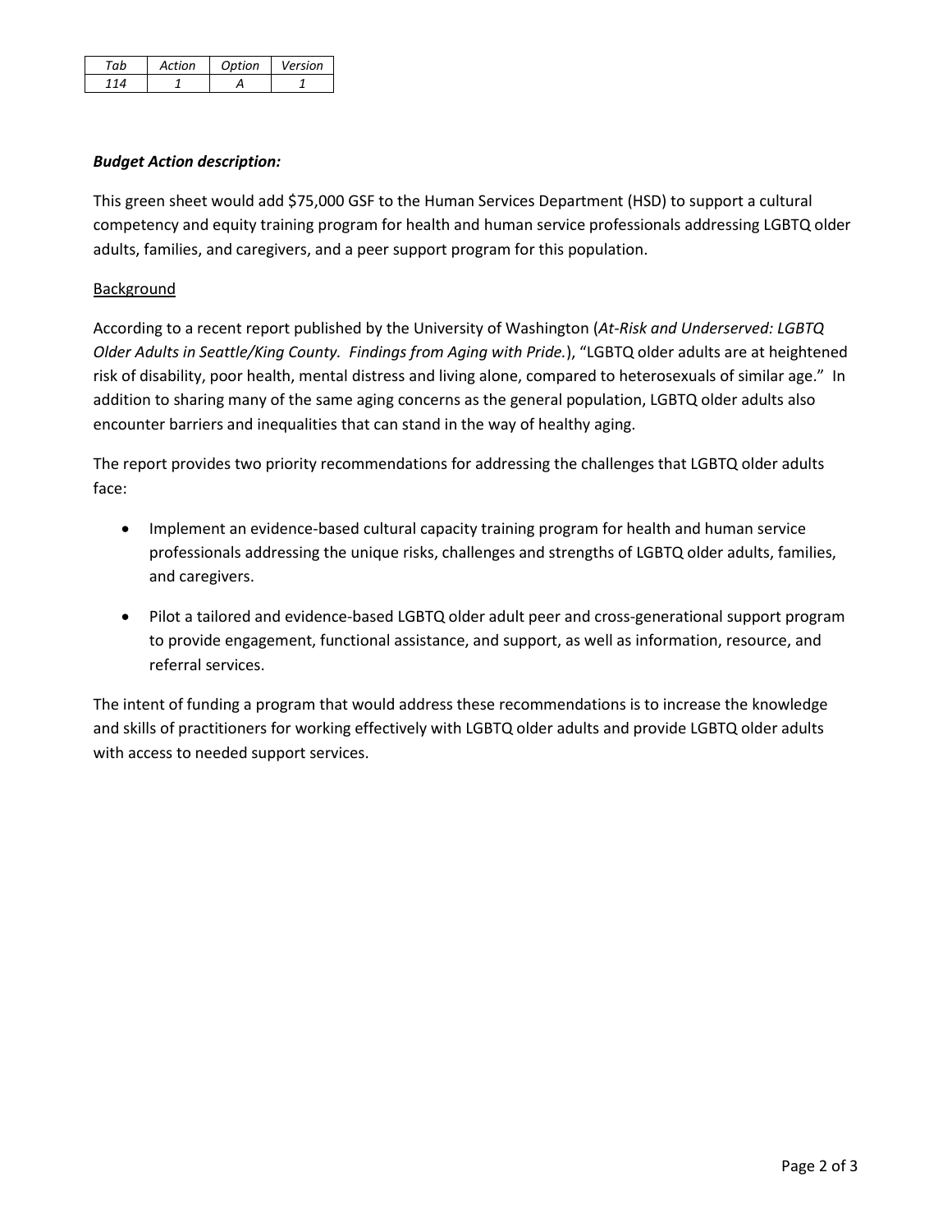| Tab | Action | Option | Version |
|---|---|---|---|
| 114 | 1 | A | 1 |

***Budget Action description:***

This green sheet would add $75,000 GSF to the Human Services Department (HSD) to support a cultural competency and equity training program for health and human service professionals addressing LGBTQ older adults, families, and caregivers, and a peer support program for this population.

<u>Background</u>

According to a recent report published by the University of Washington (*At-Risk and Underserved: LGBTQ Older Adults in Seattle/King County. Findings from Aging with Pride.*), "LGBTQ older adults are at heightened risk of disability, poor health, mental distress and living alone, compared to heterosexuals of similar age." In addition to sharing many of the same aging concerns as the general population, LGBTQ older adults also encounter barriers and inequalities that can stand in the way of healthy aging.

The report provides two priority recommendations for addressing the challenges that LGBTQ older adults face:

- Implement an evidence-based cultural capacity training program for health and human service professionals addressing the unique risks, challenges and strengths of LGBTQ older adults, families, and caregivers.
- Pilot a tailored and evidence-based LGBTQ older adult peer and cross-generational support program to provide engagement, functional assistance, and support, as well as information, resource, and referral services.

The intent of funding a program that would address these recommendations is to increase the knowledge and skills of practitioners for working effectively with LGBTQ older adults and provide LGBTQ older adults with access to needed support services.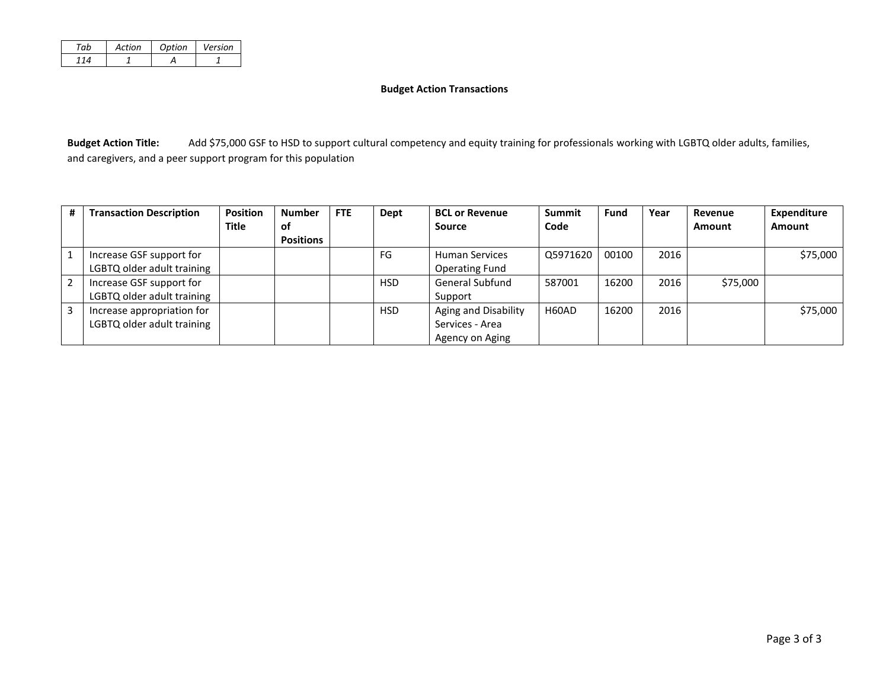| Tab | Action | Option | Version |
| --- | --- | --- | --- |
| 114 | 1 | A | 1 |

**Budget Action Transactions**

**Budget Action Title:** Add $75,000 GSF to HSD to support cultural competency and equity training for professionals working with LGBTQ older adults, families, and caregivers, and a peer support program for this population

| # | Transaction Description | Position Title | Number of Positions | FTE | Dept | BCL or Revenue Source | Summit Code | Fund | Year | Revenue Amount | Expenditure Amount |
| --- | --- | --- | --- | --- | --- | --- | --- | --- | --- | --- | --- |
| 1 | Increase GSF support for LGBTQ older adult training | | | | FG | Human Services Operating Fund | Q5971620 | 00100 | 2016 | | $75,000 |
| 2 | Increase GSF support for LGBTQ older adult training | | | | HSD | General Subfund Support | 587001 | 16200 | 2016 | $75,000 | |
| 3 | Increase appropriation for LGBTQ older adult training | | | | HSD | Aging and Disability Services - Area Agency on Aging | H60AD | 16200 | 2016 | | $75,000 |